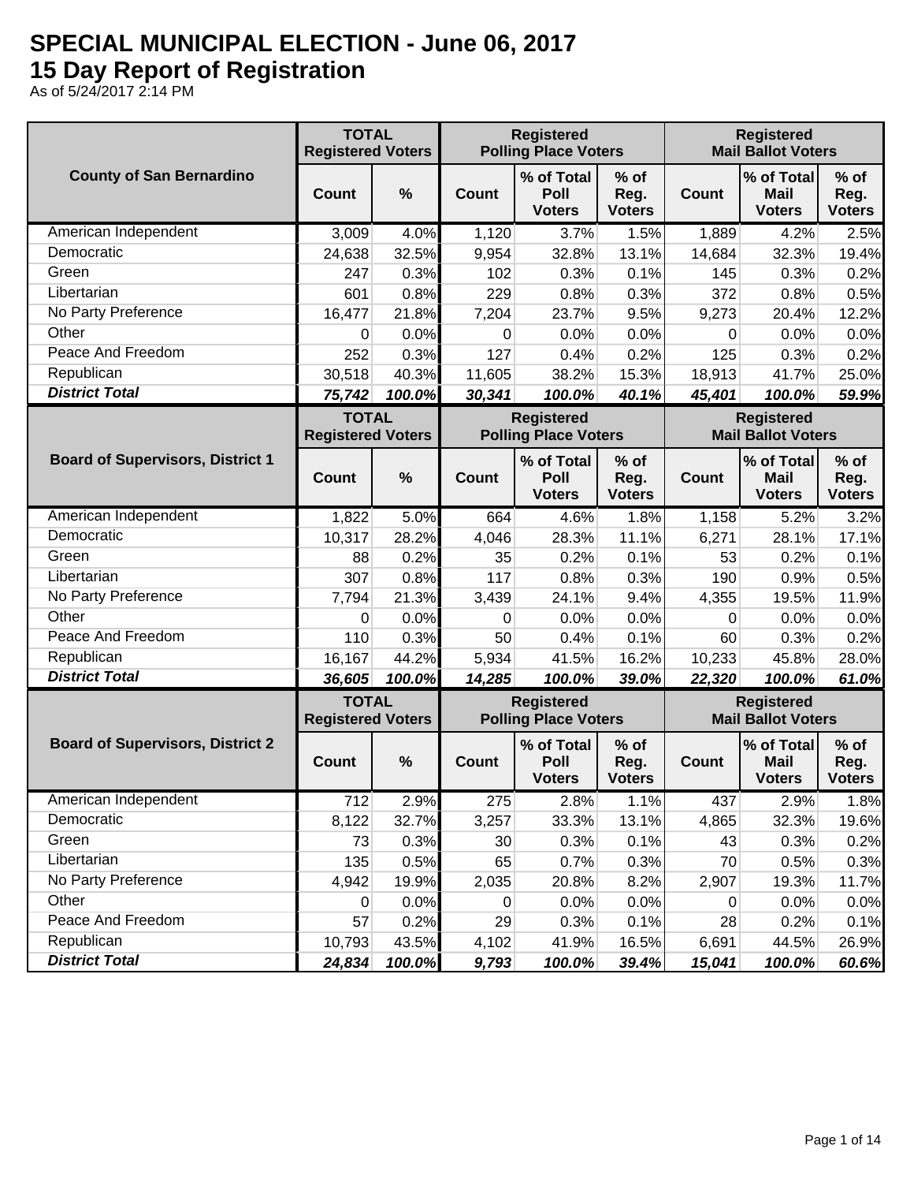# SPECIAL MUNICIPAL ELECTION - June 06, 2017

## 15 Day Report of Registration

As of 5/24/2017 2:14 PM

| County of San Bernardino | TOTAL Registered Voters | | Registered Polling Place Voters | | | Registered Mail Ballot Voters | | |
|---|---|---|---|---|---|---|---|---|
| | Count | % | Count | % of Total Poll Voters | % of Reg. Voters | Count | % of Total Mail Voters | % of Reg. Voters |
| American Independent | 3,009 | 4.0% | 1,120 | 3.7% | 1.5% | 1,889 | 4.2% | 2.5% |
| Democratic | 24,638 | 32.5% | 9,954 | 32.8% | 13.1% | 14,684 | 32.3% | 19.4% |
| Green | 247 | 0.3% | 102 | 0.3% | 0.1% | 145 | 0.3% | 0.2% |
| Libertarian | 601 | 0.8% | 229 | 0.8% | 0.3% | 372 | 0.8% | 0.5% |
| No Party Preference | 16,477 | 21.8% | 7,204 | 23.7% | 9.5% | 9,273 | 20.4% | 12.2% |
| Other | 0 | 0.0% | 0 | 0.0% | 0.0% | 0 | 0.0% | 0.0% |
| Peace And Freedom | 252 | 0.3% | 127 | 0.4% | 0.2% | 125 | 0.3% | 0.2% |
| Republican | 30,518 | 40.3% | 11,605 | 38.2% | 15.3% | 18,913 | 41.7% | 25.0% |
| ***District Total*** | ***75,742*** | ***100.0%*** | ***30,341*** | ***100.0%*** | ***40.1%*** | ***45,401*** | ***100.0%*** | ***59.9%*** |

| Board of Supervisors, District 1 | TOTAL Registered Voters | | Registered Polling Place Voters | | | Registered Mail Ballot Voters | | |
|---|---|---|---|---|---|---|---|---|
| | Count | % | Count | % of Total Poll Voters | % of Reg. Voters | Count | % of Total Mail Voters | % of Reg. Voters |
| American Independent | 1,822 | 5.0% | 664 | 4.6% | 1.8% | 1,158 | 5.2% | 3.2% |
| Democratic | 10,317 | 28.2% | 4,046 | 28.3% | 11.1% | 6,271 | 28.1% | 17.1% |
| Green | 88 | 0.2% | 35 | 0.2% | 0.1% | 53 | 0.2% | 0.1% |
| Libertarian | 307 | 0.8% | 117 | 0.8% | 0.3% | 190 | 0.9% | 0.5% |
| No Party Preference | 7,794 | 21.3% | 3,439 | 24.1% | 9.4% | 4,355 | 19.5% | 11.9% |
| Other | 0 | 0.0% | 0 | 0.0% | 0.0% | 0 | 0.0% | 0.0% |
| Peace And Freedom | 110 | 0.3% | 50 | 0.4% | 0.1% | 60 | 0.3% | 0.2% |
| Republican | 16,167 | 44.2% | 5,934 | 41.5% | 16.2% | 10,233 | 45.8% | 28.0% |
| ***District Total*** | ***36,605*** | ***100.0%*** | ***14,285*** | ***100.0%*** | ***39.0%*** | ***22,320*** | ***100.0%*** | ***61.0%*** |

| Board of Supervisors, District 2 | TOTAL Registered Voters | | Registered Polling Place Voters | | | Registered Mail Ballot Voters | | |
|---|---|---|---|---|---|---|---|---|
| | Count | % | Count | % of Total Poll Voters | % of Reg. Voters | Count | % of Total Mail Voters | % of Reg. Voters |
| American Independent | 712 | 2.9% | 275 | 2.8% | 1.1% | 437 | 2.9% | 1.8% |
| Democratic | 8,122 | 32.7% | 3,257 | 33.3% | 13.1% | 4,865 | 32.3% | 19.6% |
| Green | 73 | 0.3% | 30 | 0.3% | 0.1% | 43 | 0.3% | 0.2% |
| Libertarian | 135 | 0.5% | 65 | 0.7% | 0.3% | 70 | 0.5% | 0.3% |
| No Party Preference | 4,942 | 19.9% | 2,035 | 20.8% | 8.2% | 2,907 | 19.3% | 11.7% |
| Other | 0 | 0.0% | 0 | 0.0% | 0.0% | 0 | 0.0% | 0.0% |
| Peace And Freedom | 57 | 0.2% | 29 | 0.3% | 0.1% | 28 | 0.2% | 0.1% |
| Republican | 10,793 | 43.5% | 4,102 | 41.9% | 16.5% | 6,691 | 44.5% | 26.9% |
| ***District Total*** | ***24,834*** | ***100.0%*** | ***9,793*** | ***100.0%*** | ***39.4%*** | ***15,041*** | ***100.0%*** | ***60.6%*** |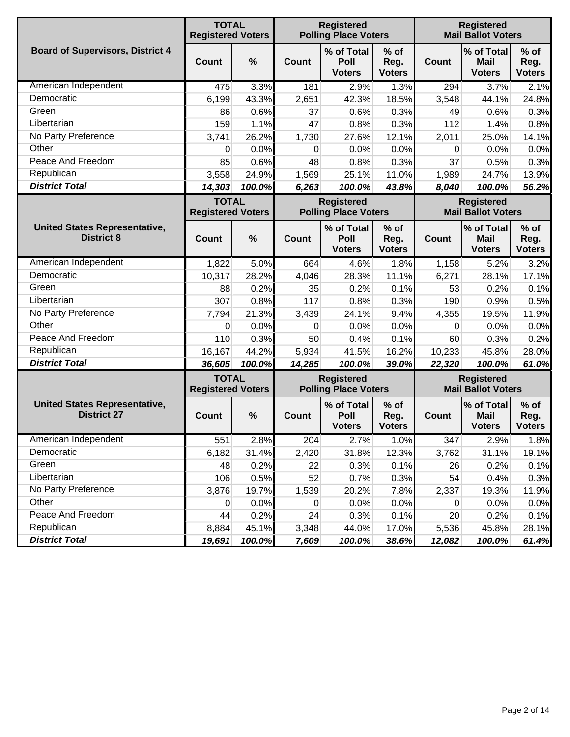| Board of Supervisors, District 4 | TOTAL Registered Voters | | Registered Polling Place Voters | | | Registered Mail Ballot Voters | | |
|---|---|---|---|---|---|---|---|---|
| | Count | % | Count | % of Total Poll Voters | % of Reg. Voters | Count | % of Total Mail Voters | % of Reg. Voters |
| American Independent | 475 | 3.3% | 181 | 2.9% | 1.3% | 294 | 3.7% | 2.1% |
| Democratic | 6,199 | 43.3% | 2,651 | 42.3% | 18.5% | 3,548 | 44.1% | 24.8% |
| Green | 86 | 0.6% | 37 | 0.6% | 0.3% | 49 | 0.6% | 0.3% |
| Libertarian | 159 | 1.1% | 47 | 0.8% | 0.3% | 112 | 1.4% | 0.8% |
| No Party Preference | 3,741 | 26.2% | 1,730 | 27.6% | 12.1% | 2,011 | 25.0% | 14.1% |
| Other | 0 | 0.0% | 0 | 0.0% | 0.0% | 0 | 0.0% | 0.0% |
| Peace And Freedom | 85 | 0.6% | 48 | 0.8% | 0.3% | 37 | 0.5% | 0.3% |
| Republican | 3,558 | 24.9% | 1,569 | 25.1% | 11.0% | 1,989 | 24.7% | 13.9% |
| ***District Total*** | ***14,303*** | ***100.0%*** | ***6,263*** | ***100.0%*** | ***43.8%*** | ***8,040*** | ***100.0%*** | ***56.2%*** |

| United States Representative, District 8 | TOTAL Registered Voters | | Registered Polling Place Voters | | | Registered Mail Ballot Voters | | |
|---|---|---|---|---|---|---|---|---|
| | Count | % | Count | % of Total Poll Voters | % of Reg. Voters | Count | % of Total Mail Voters | % of Reg. Voters |
| American Independent | 1,822 | 5.0% | 664 | 4.6% | 1.8% | 1,158 | 5.2% | 3.2% |
| Democratic | 10,317 | 28.2% | 4,046 | 28.3% | 11.1% | 6,271 | 28.1% | 17.1% |
| Green | 88 | 0.2% | 35 | 0.2% | 0.1% | 53 | 0.2% | 0.1% |
| Libertarian | 307 | 0.8% | 117 | 0.8% | 0.3% | 190 | 0.9% | 0.5% |
| No Party Preference | 7,794 | 21.3% | 3,439 | 24.1% | 9.4% | 4,355 | 19.5% | 11.9% |
| Other | 0 | 0.0% | 0 | 0.0% | 0.0% | 0 | 0.0% | 0.0% |
| Peace And Freedom | 110 | 0.3% | 50 | 0.4% | 0.1% | 60 | 0.3% | 0.2% |
| Republican | 16,167 | 44.2% | 5,934 | 41.5% | 16.2% | 10,233 | 45.8% | 28.0% |
| ***District Total*** | ***36,605*** | ***100.0%*** | ***14,285*** | ***100.0%*** | ***39.0%*** | ***22,320*** | ***100.0%*** | ***61.0%*** |

| United States Representative, District 27 | TOTAL Registered Voters | | Registered Polling Place Voters | | | Registered Mail Ballot Voters | | |
|---|---|---|---|---|---|---|---|---|
| | Count | % | Count | % of Total Poll Voters | % of Reg. Voters | Count | % of Total Mail Voters | % of Reg. Voters |
| American Independent | 551 | 2.8% | 204 | 2.7% | 1.0% | 347 | 2.9% | 1.8% |
| Democratic | 6,182 | 31.4% | 2,420 | 31.8% | 12.3% | 3,762 | 31.1% | 19.1% |
| Green | 48 | 0.2% | 22 | 0.3% | 0.1% | 26 | 0.2% | 0.1% |
| Libertarian | 106 | 0.5% | 52 | 0.7% | 0.3% | 54 | 0.4% | 0.3% |
| No Party Preference | 3,876 | 19.7% | 1,539 | 20.2% | 7.8% | 2,337 | 19.3% | 11.9% |
| Other | 0 | 0.0% | 0 | 0.0% | 0.0% | 0 | 0.0% | 0.0% |
| Peace And Freedom | 44 | 0.2% | 24 | 0.3% | 0.1% | 20 | 0.2% | 0.1% |
| Republican | 8,884 | 45.1% | 3,348 | 44.0% | 17.0% | 5,536 | 45.8% | 28.1% |
| ***District Total*** | ***19,691*** | ***100.0%*** | ***7,609*** | ***100.0%*** | ***38.6%*** | ***12,082*** | ***100.0%*** | ***61.4%*** |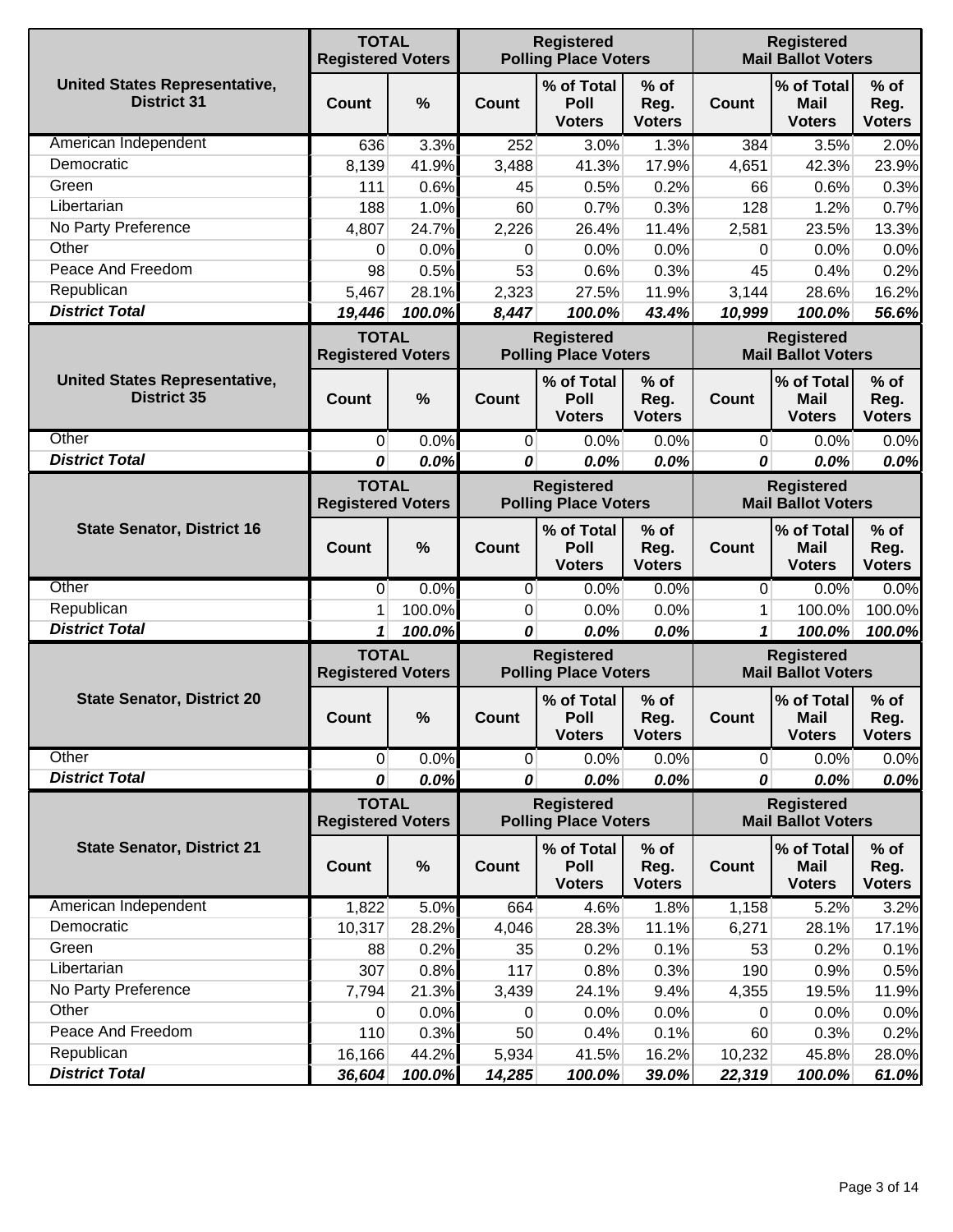| United States Representative, District 31 | TOTAL Registered Voters | | Registered Polling Place Voters | | | Registered Mail Ballot Voters | | |
|---|---|---|---|---|---|---|---|---|
| | Count | % | Count | % of Total Poll Voters | % of Reg. Voters | Count | % of Total Mail Voters | % of Reg. Voters |
| American Independent | 636 | 3.3% | 252 | 3.0% | 1.3% | 384 | 3.5% | 2.0% |
| Democratic | 8,139 | 41.9% | 3,488 | 41.3% | 17.9% | 4,651 | 42.3% | 23.9% |
| Green | 111 | 0.6% | 45 | 0.5% | 0.2% | 66 | 0.6% | 0.3% |
| Libertarian | 188 | 1.0% | 60 | 0.7% | 0.3% | 128 | 1.2% | 0.7% |
| No Party Preference | 4,807 | 24.7% | 2,226 | 26.4% | 11.4% | 2,581 | 23.5% | 13.3% |
| Other | 0 | 0.0% | 0 | 0.0% | 0.0% | 0 | 0.0% | 0.0% |
| Peace And Freedom | 98 | 0.5% | 53 | 0.6% | 0.3% | 45 | 0.4% | 0.2% |
| Republican | 5,467 | 28.1% | 2,323 | 27.5% | 11.9% | 3,144 | 28.6% | 16.2% |
| ***District Total*** | ***19,446*** | ***100.0%*** | ***8,447*** | ***100.0%*** | ***43.4%*** | ***10,999*** | ***100.0%*** | ***56.6%*** |

| United States Representative, District 35 | TOTAL Registered Voters | | Registered Polling Place Voters | | | Registered Mail Ballot Voters | | |
|---|---|---|---|---|---|---|---|---|
| | Count | % | Count | % of Total Poll Voters | % of Reg. Voters | Count | % of Total Mail Voters | % of Reg. Voters |
| Other | 0 | 0.0% | 0 | 0.0% | 0.0% | 0 | 0.0% | 0.0% |
| ***District Total*** | ***0*** | ***0.0%*** | ***0*** | ***0.0%*** | ***0.0%*** | ***0*** | ***0.0%*** | ***0.0%*** |

| State Senator, District 16 | TOTAL Registered Voters | | Registered Polling Place Voters | | | Registered Mail Ballot Voters | | |
|---|---|---|---|---|---|---|---|---|
| | Count | % | Count | % of Total Poll Voters | % of Reg. Voters | Count | % of Total Mail Voters | % of Reg. Voters |
| Other | 0 | 0.0% | 0 | 0.0% | 0.0% | 0 | 0.0% | 0.0% |
| Republican | 1 | 100.0% | 0 | 0.0% | 0.0% | 1 | 100.0% | 100.0% |
| ***District Total*** | ***1*** | ***100.0%*** | ***0*** | ***0.0%*** | ***0.0%*** | ***1*** | ***100.0%*** | ***100.0%*** |

| State Senator, District 20 | TOTAL Registered Voters | | Registered Polling Place Voters | | | Registered Mail Ballot Voters | | |
|---|---|---|---|---|---|---|---|---|
| | Count | % | Count | % of Total Poll Voters | % of Reg. Voters | Count | % of Total Mail Voters | % of Reg. Voters |
| Other | 0 | 0.0% | 0 | 0.0% | 0.0% | 0 | 0.0% | 0.0% |
| ***District Total*** | ***0*** | ***0.0%*** | ***0*** | ***0.0%*** | ***0.0%*** | ***0*** | ***0.0%*** | ***0.0%*** |

| State Senator, District 21 | TOTAL Registered Voters | | Registered Polling Place Voters | | | Registered Mail Ballot Voters | | |
|---|---|---|---|---|---|---|---|---|
| | Count | % | Count | % of Total Poll Voters | % of Reg. Voters | Count | % of Total Mail Voters | % of Reg. Voters |
| American Independent | 1,822 | 5.0% | 664 | 4.6% | 1.8% | 1,158 | 5.2% | 3.2% |
| Democratic | 10,317 | 28.2% | 4,046 | 28.3% | 11.1% | 6,271 | 28.1% | 17.1% |
| Green | 88 | 0.2% | 35 | 0.2% | 0.1% | 53 | 0.2% | 0.1% |
| Libertarian | 307 | 0.8% | 117 | 0.8% | 0.3% | 190 | 0.9% | 0.5% |
| No Party Preference | 7,794 | 21.3% | 3,439 | 24.1% | 9.4% | 4,355 | 19.5% | 11.9% |
| Other | 0 | 0.0% | 0 | 0.0% | 0.0% | 0 | 0.0% | 0.0% |
| Peace And Freedom | 110 | 0.3% | 50 | 0.4% | 0.1% | 60 | 0.3% | 0.2% |
| Republican | 16,166 | 44.2% | 5,934 | 41.5% | 16.2% | 10,232 | 45.8% | 28.0% |
| ***District Total*** | ***36,604*** | ***100.0%*** | ***14,285*** | ***100.0%*** | ***39.0%*** | ***22,319*** | ***100.0%*** | ***61.0%*** |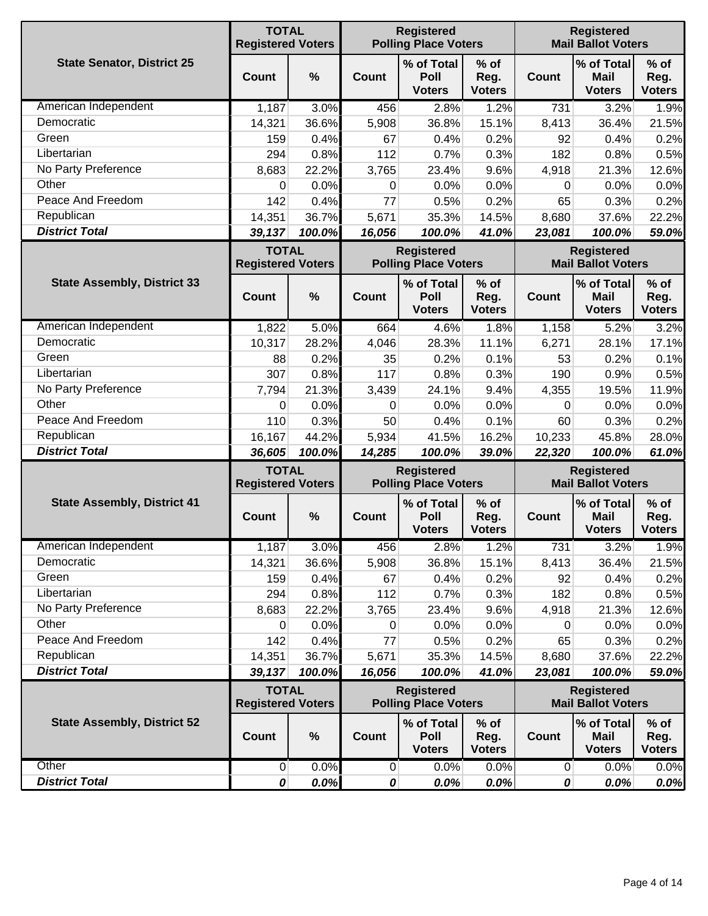| State Senator, District 25 | TOTAL Registered Voters | | Registered Polling Place Voters | | | Registered Mail Ballot Voters | | |
|---|---|---|---|---|---|---|---|---|
| | Count | % | Count | % of Total Poll Voters | % of Reg. Voters | Count | % of Total Mail Voters | % of Reg. Voters |
| American Independent | 1,187 | 3.0% | 456 | 2.8% | 1.2% | 731 | 3.2% | 1.9% |
| Democratic | 14,321 | 36.6% | 5,908 | 36.8% | 15.1% | 8,413 | 36.4% | 21.5% |
| Green | 159 | 0.4% | 67 | 0.4% | 0.2% | 92 | 0.4% | 0.2% |
| Libertarian | 294 | 0.8% | 112 | 0.7% | 0.3% | 182 | 0.8% | 0.5% |
| No Party Preference | 8,683 | 22.2% | 3,765 | 23.4% | 9.6% | 4,918 | 21.3% | 12.6% |
| Other | 0 | 0.0% | 0 | 0.0% | 0.0% | 0 | 0.0% | 0.0% |
| Peace And Freedom | 142 | 0.4% | 77 | 0.5% | 0.2% | 65 | 0.3% | 0.2% |
| Republican | 14,351 | 36.7% | 5,671 | 35.3% | 14.5% | 8,680 | 37.6% | 22.2% |
| ***District Total*** | ***39,137*** | ***100.0%*** | ***16,056*** | ***100.0%*** | ***41.0%*** | ***23,081*** | ***100.0%*** | ***59.0%*** |

| State Assembly, District 33 | TOTAL Registered Voters | | Registered Polling Place Voters | | | Registered Mail Ballot Voters | | |
|---|---|---|---|---|---|---|---|---|
| | Count | % | Count | % of Total Poll Voters | % of Reg. Voters | Count | % of Total Mail Voters | % of Reg. Voters |
| American Independent | 1,822 | 5.0% | 664 | 4.6% | 1.8% | 1,158 | 5.2% | 3.2% |
| Democratic | 10,317 | 28.2% | 4,046 | 28.3% | 11.1% | 6,271 | 28.1% | 17.1% |
| Green | 88 | 0.2% | 35 | 0.2% | 0.1% | 53 | 0.2% | 0.1% |
| Libertarian | 307 | 0.8% | 117 | 0.8% | 0.3% | 190 | 0.9% | 0.5% |
| No Party Preference | 7,794 | 21.3% | 3,439 | 24.1% | 9.4% | 4,355 | 19.5% | 11.9% |
| Other | 0 | 0.0% | 0 | 0.0% | 0.0% | 0 | 0.0% | 0.0% |
| Peace And Freedom | 110 | 0.3% | 50 | 0.4% | 0.1% | 60 | 0.3% | 0.2% |
| Republican | 16,167 | 44.2% | 5,934 | 41.5% | 16.2% | 10,233 | 45.8% | 28.0% |
| ***District Total*** | ***36,605*** | ***100.0%*** | ***14,285*** | ***100.0%*** | ***39.0%*** | ***22,320*** | ***100.0%*** | ***61.0%*** |

| State Assembly, District 41 | TOTAL Registered Voters | | Registered Polling Place Voters | | | Registered Mail Ballot Voters | | |
|---|---|---|---|---|---|---|---|---|
| | Count | % | Count | % of Total Poll Voters | % of Reg. Voters | Count | % of Total Mail Voters | % of Reg. Voters |
| American Independent | 1,187 | 3.0% | 456 | 2.8% | 1.2% | 731 | 3.2% | 1.9% |
| Democratic | 14,321 | 36.6% | 5,908 | 36.8% | 15.1% | 8,413 | 36.4% | 21.5% |
| Green | 159 | 0.4% | 67 | 0.4% | 0.2% | 92 | 0.4% | 0.2% |
| Libertarian | 294 | 0.8% | 112 | 0.7% | 0.3% | 182 | 0.8% | 0.5% |
| No Party Preference | 8,683 | 22.2% | 3,765 | 23.4% | 9.6% | 4,918 | 21.3% | 12.6% |
| Other | 0 | 0.0% | 0 | 0.0% | 0.0% | 0 | 0.0% | 0.0% |
| Peace And Freedom | 142 | 0.4% | 77 | 0.5% | 0.2% | 65 | 0.3% | 0.2% |
| Republican | 14,351 | 36.7% | 5,671 | 35.3% | 14.5% | 8,680 | 37.6% | 22.2% |
| ***District Total*** | ***39,137*** | ***100.0%*** | ***16,056*** | ***100.0%*** | ***41.0%*** | ***23,081*** | ***100.0%*** | ***59.0%*** |

| State Assembly, District 52 | TOTAL Registered Voters | | Registered Polling Place Voters | | | Registered Mail Ballot Voters | | |
|---|---|---|---|---|---|---|---|---|
| | Count | % | Count | % of Total Poll Voters | % of Reg. Voters | Count | % of Total Mail Voters | % of Reg. Voters |
| Other | 0 | 0.0% | 0 | 0.0% | 0.0% | 0 | 0.0% | 0.0% |
| ***District Total*** | ***0*** | ***0.0%*** | ***0*** | ***0.0%*** | ***0.0%*** | ***0*** | ***0.0%*** | ***0.0%*** |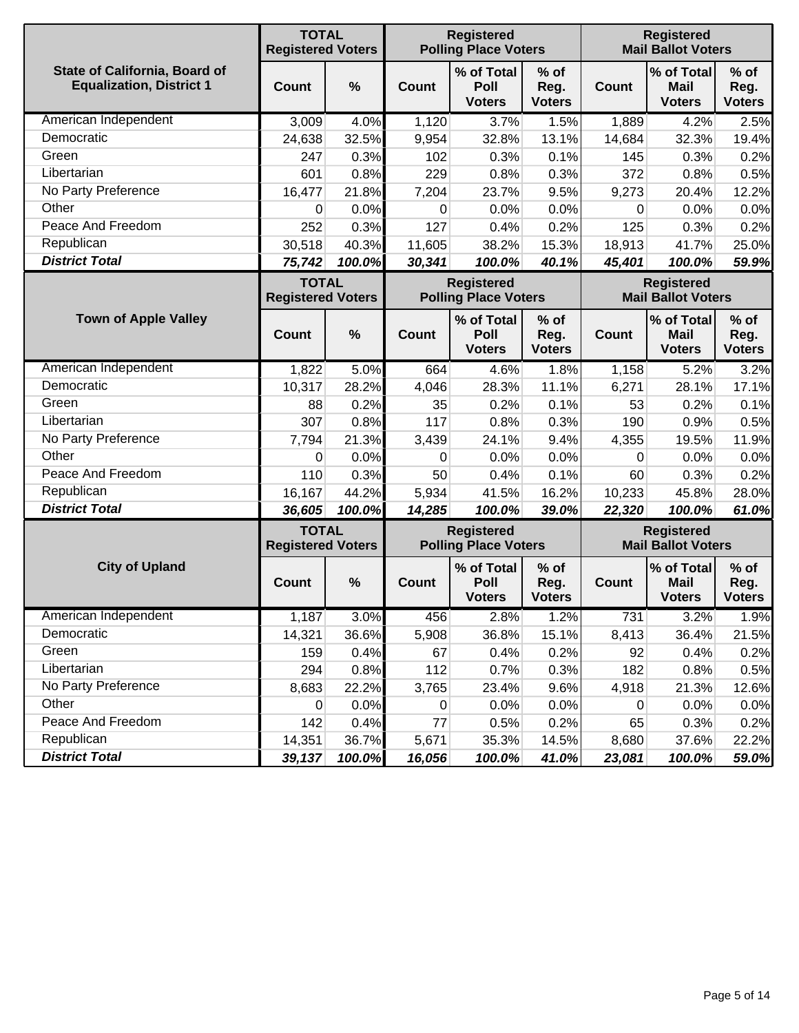| State of California, Board of Equalization, District 1 | TOTAL Registered Voters | | Registered Polling Place Voters | | | Registered Mail Ballot Voters | | |
|---|---|---|---|---|---|---|---|---|
| | Count | % | Count | % of Total Poll Voters | % of Reg. Voters | Count | % of Total Mail Voters | % of Reg. Voters |
| American Independent | 3,009 | 4.0% | 1,120 | 3.7% | 1.5% | 1,889 | 4.2% | 2.5% |
| Democratic | 24,638 | 32.5% | 9,954 | 32.8% | 13.1% | 14,684 | 32.3% | 19.4% |
| Green | 247 | 0.3% | 102 | 0.3% | 0.1% | 145 | 0.3% | 0.2% |
| Libertarian | 601 | 0.8% | 229 | 0.8% | 0.3% | 372 | 0.8% | 0.5% |
| No Party Preference | 16,477 | 21.8% | 7,204 | 23.7% | 9.5% | 9,273 | 20.4% | 12.2% |
| Other | 0 | 0.0% | 0 | 0.0% | 0.0% | 0 | 0.0% | 0.0% |
| Peace And Freedom | 252 | 0.3% | 127 | 0.4% | 0.2% | 125 | 0.3% | 0.2% |
| Republican | 30,518 | 40.3% | 11,605 | 38.2% | 15.3% | 18,913 | 41.7% | 25.0% |
| ***District Total*** | ***75,742*** | ***100.0%*** | ***30,341*** | ***100.0%*** | ***40.1%*** | ***45,401*** | ***100.0%*** | ***59.9%*** |

| Town of Apple Valley | TOTAL Registered Voters | | Registered Polling Place Voters | | | Registered Mail Ballot Voters | | |
|---|---|---|---|---|---|---|---|---|
| | Count | % | Count | % of Total Poll Voters | % of Reg. Voters | Count | % of Total Mail Voters | % of Reg. Voters |
| American Independent | 1,822 | 5.0% | 664 | 4.6% | 1.8% | 1,158 | 5.2% | 3.2% |
| Democratic | 10,317 | 28.2% | 4,046 | 28.3% | 11.1% | 6,271 | 28.1% | 17.1% |
| Green | 88 | 0.2% | 35 | 0.2% | 0.1% | 53 | 0.2% | 0.1% |
| Libertarian | 307 | 0.8% | 117 | 0.8% | 0.3% | 190 | 0.9% | 0.5% |
| No Party Preference | 7,794 | 21.3% | 3,439 | 24.1% | 9.4% | 4,355 | 19.5% | 11.9% |
| Other | 0 | 0.0% | 0 | 0.0% | 0.0% | 0 | 0.0% | 0.0% |
| Peace And Freedom | 110 | 0.3% | 50 | 0.4% | 0.1% | 60 | 0.3% | 0.2% |
| Republican | 16,167 | 44.2% | 5,934 | 41.5% | 16.2% | 10,233 | 45.8% | 28.0% |
| ***District Total*** | ***36,605*** | ***100.0%*** | ***14,285*** | ***100.0%*** | ***39.0%*** | ***22,320*** | ***100.0%*** | ***61.0%*** |

| City of Upland | TOTAL Registered Voters | | Registered Polling Place Voters | | | Registered Mail Ballot Voters | | |
|---|---|---|---|---|---|---|---|---|
| | Count | % | Count | % of Total Poll Voters | % of Reg. Voters | Count | % of Total Mail Voters | % of Reg. Voters |
| American Independent | 1,187 | 3.0% | 456 | 2.8% | 1.2% | 731 | 3.2% | 1.9% |
| Democratic | 14,321 | 36.6% | 5,908 | 36.8% | 15.1% | 8,413 | 36.4% | 21.5% |
| Green | 159 | 0.4% | 67 | 0.4% | 0.2% | 92 | 0.4% | 0.2% |
| Libertarian | 294 | 0.8% | 112 | 0.7% | 0.3% | 182 | 0.8% | 0.5% |
| No Party Preference | 8,683 | 22.2% | 3,765 | 23.4% | 9.6% | 4,918 | 21.3% | 12.6% |
| Other | 0 | 0.0% | 0 | 0.0% | 0.0% | 0 | 0.0% | 0.0% |
| Peace And Freedom | 142 | 0.4% | 77 | 0.5% | 0.2% | 65 | 0.3% | 0.2% |
| Republican | 14,351 | 36.7% | 5,671 | 35.3% | 14.5% | 8,680 | 37.6% | 22.2% |
| ***District Total*** | ***39,137*** | ***100.0%*** | ***16,056*** | ***100.0%*** | ***41.0%*** | ***23,081*** | ***100.0%*** | ***59.0%*** |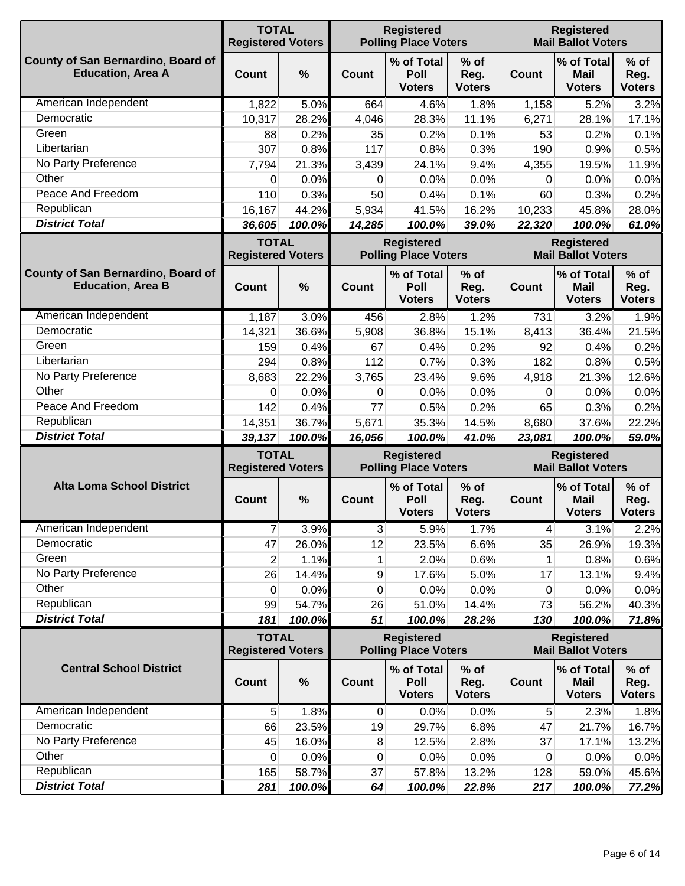| County of San Bernardino, Board of Education, Area A | TOTAL Registered Voters | | Registered Polling Place Voters | | | Registered Mail Ballot Voters | | |
|---|---|---|---|---|---|---|---|---|
| | Count | % | Count | % of Total Poll Voters | % of Reg. Voters | Count | % of Total Mail Voters | % of Reg. Voters |
| American Independent | 1,822 | 5.0% | 664 | 4.6% | 1.8% | 1,158 | 5.2% | 3.2% |
| Democratic | 10,317 | 28.2% | 4,046 | 28.3% | 11.1% | 6,271 | 28.1% | 17.1% |
| Green | 88 | 0.2% | 35 | 0.2% | 0.1% | 53 | 0.2% | 0.1% |
| Libertarian | 307 | 0.8% | 117 | 0.8% | 0.3% | 190 | 0.9% | 0.5% |
| No Party Preference | 7,794 | 21.3% | 3,439 | 24.1% | 9.4% | 4,355 | 19.5% | 11.9% |
| Other | 0 | 0.0% | 0 | 0.0% | 0.0% | 0 | 0.0% | 0.0% |
| Peace And Freedom | 110 | 0.3% | 50 | 0.4% | 0.1% | 60 | 0.3% | 0.2% |
| Republican | 16,167 | 44.2% | 5,934 | 41.5% | 16.2% | 10,233 | 45.8% | 28.0% |
| ***District Total*** | ***36,605*** | ***100.0%*** | ***14,285*** | ***100.0%*** | ***39.0%*** | ***22,320*** | ***100.0%*** | ***61.0%*** |

| County of San Bernardino, Board of Education, Area B | TOTAL Registered Voters | | Registered Polling Place Voters | | | Registered Mail Ballot Voters | | |
|---|---|---|---|---|---|---|---|---|
| | Count | % | Count | % of Total Poll Voters | % of Reg. Voters | Count | % of Total Mail Voters | % of Reg. Voters |
| American Independent | 1,187 | 3.0% | 456 | 2.8% | 1.2% | 731 | 3.2% | 1.9% |
| Democratic | 14,321 | 36.6% | 5,908 | 36.8% | 15.1% | 8,413 | 36.4% | 21.5% |
| Green | 159 | 0.4% | 67 | 0.4% | 0.2% | 92 | 0.4% | 0.2% |
| Libertarian | 294 | 0.8% | 112 | 0.7% | 0.3% | 182 | 0.8% | 0.5% |
| No Party Preference | 8,683 | 22.2% | 3,765 | 23.4% | 9.6% | 4,918 | 21.3% | 12.6% |
| Other | 0 | 0.0% | 0 | 0.0% | 0.0% | 0 | 0.0% | 0.0% |
| Peace And Freedom | 142 | 0.4% | 77 | 0.5% | 0.2% | 65 | 0.3% | 0.2% |
| Republican | 14,351 | 36.7% | 5,671 | 35.3% | 14.5% | 8,680 | 37.6% | 22.2% |
| ***District Total*** | ***39,137*** | ***100.0%*** | ***16,056*** | ***100.0%*** | ***41.0%*** | ***23,081*** | ***100.0%*** | ***59.0%*** |

| Alta Loma School District | TOTAL Registered Voters | | Registered Polling Place Voters | | | Registered Mail Ballot Voters | | |
|---|---|---|---|---|---|---|---|---|
| | Count | % | Count | % of Total Poll Voters | % of Reg. Voters | Count | % of Total Mail Voters | % of Reg. Voters |
| American Independent | 7 | 3.9% | 3 | 5.9% | 1.7% | 4 | 3.1% | 2.2% |
| Democratic | 47 | 26.0% | 12 | 23.5% | 6.6% | 35 | 26.9% | 19.3% |
| Green | 2 | 1.1% | 1 | 2.0% | 0.6% | 1 | 0.8% | 0.6% |
| No Party Preference | 26 | 14.4% | 9 | 17.6% | 5.0% | 17 | 13.1% | 9.4% |
| Other | 0 | 0.0% | 0 | 0.0% | 0.0% | 0 | 0.0% | 0.0% |
| Republican | 99 | 54.7% | 26 | 51.0% | 14.4% | 73 | 56.2% | 40.3% |
| ***District Total*** | ***181*** | ***100.0%*** | ***51*** | ***100.0%*** | ***28.2%*** | ***130*** | ***100.0%*** | ***71.8%*** |

| Central School District | TOTAL Registered Voters | | Registered Polling Place Voters | | | Registered Mail Ballot Voters | | |
|---|---|---|---|---|---|---|---|---|
| | Count | % | Count | % of Total Poll Voters | % of Reg. Voters | Count | % of Total Mail Voters | % of Reg. Voters |
| American Independent | 5 | 1.8% | 0 | 0.0% | 0.0% | 5 | 2.3% | 1.8% |
| Democratic | 66 | 23.5% | 19 | 29.7% | 6.8% | 47 | 21.7% | 16.7% |
| No Party Preference | 45 | 16.0% | 8 | 12.5% | 2.8% | 37 | 17.1% | 13.2% |
| Other | 0 | 0.0% | 0 | 0.0% | 0.0% | 0 | 0.0% | 0.0% |
| Republican | 165 | 58.7% | 37 | 57.8% | 13.2% | 128 | 59.0% | 45.6% |
| ***District Total*** | ***281*** | ***100.0%*** | ***64*** | ***100.0%*** | ***22.8%*** | ***217*** | ***100.0%*** | ***77.2%*** |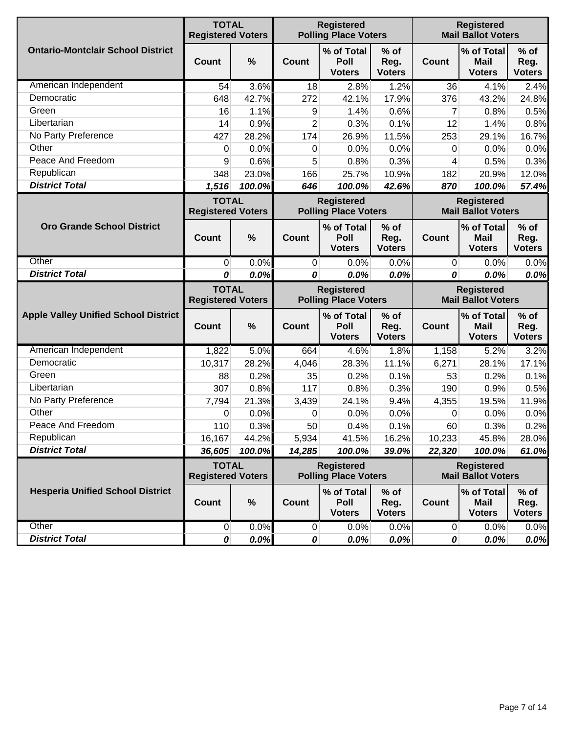| Ontario-Montclair School District | TOTAL Registered Voters | | Registered Polling Place Voters | | | Registered Mail Ballot Voters | | |
|---|---|---|---|---|---|---|---|---|
| | Count | % | Count | % of Total Poll Voters | % of Reg. Voters | Count | % of Total Mail Voters | % of Reg. Voters |
| American Independent | 54 | 3.6% | 18 | 2.8% | 1.2% | 36 | 4.1% | 2.4% |
| Democratic | 648 | 42.7% | 272 | 42.1% | 17.9% | 376 | 43.2% | 24.8% |
| Green | 16 | 1.1% | 9 | 1.4% | 0.6% | 7 | 0.8% | 0.5% |
| Libertarian | 14 | 0.9% | 2 | 0.3% | 0.1% | 12 | 1.4% | 0.8% |
| No Party Preference | 427 | 28.2% | 174 | 26.9% | 11.5% | 253 | 29.1% | 16.7% |
| Other | 0 | 0.0% | 0 | 0.0% | 0.0% | 0 | 0.0% | 0.0% |
| Peace And Freedom | 9 | 0.6% | 5 | 0.8% | 0.3% | 4 | 0.5% | 0.3% |
| Republican | 348 | 23.0% | 166 | 25.7% | 10.9% | 182 | 20.9% | 12.0% |
| ***District Total*** | ***1,516*** | ***100.0%*** | ***646*** | ***100.0%*** | ***42.6%*** | ***870*** | ***100.0%*** | ***57.4%*** |

| Oro Grande School District | TOTAL Registered Voters | | Registered Polling Place Voters | | | Registered Mail Ballot Voters | | |
|---|---|---|---|---|---|---|---|---|
| | Count | % | Count | % of Total Poll Voters | % of Reg. Voters | Count | % of Total Mail Voters | % of Reg. Voters |
| Other | 0 | 0.0% | 0 | 0.0% | 0.0% | 0 | 0.0% | 0.0% |
| ***District Total*** | ***0*** | ***0.0%*** | ***0*** | ***0.0%*** | ***0.0%*** | ***0*** | ***0.0%*** | ***0.0%*** |

| Apple Valley Unified School District | TOTAL Registered Voters | | Registered Polling Place Voters | | | Registered Mail Ballot Voters | | |
|---|---|---|---|---|---|---|---|---|
| | Count | % | Count | % of Total Poll Voters | % of Reg. Voters | Count | % of Total Mail Voters | % of Reg. Voters |
| American Independent | 1,822 | 5.0% | 664 | 4.6% | 1.8% | 1,158 | 5.2% | 3.2% |
| Democratic | 10,317 | 28.2% | 4,046 | 28.3% | 11.1% | 6,271 | 28.1% | 17.1% |
| Green | 88 | 0.2% | 35 | 0.2% | 0.1% | 53 | 0.2% | 0.1% |
| Libertarian | 307 | 0.8% | 117 | 0.8% | 0.3% | 190 | 0.9% | 0.5% |
| No Party Preference | 7,794 | 21.3% | 3,439 | 24.1% | 9.4% | 4,355 | 19.5% | 11.9% |
| Other | 0 | 0.0% | 0 | 0.0% | 0.0% | 0 | 0.0% | 0.0% |
| Peace And Freedom | 110 | 0.3% | 50 | 0.4% | 0.1% | 60 | 0.3% | 0.2% |
| Republican | 16,167 | 44.2% | 5,934 | 41.5% | 16.2% | 10,233 | 45.8% | 28.0% |
| ***District Total*** | ***36,605*** | ***100.0%*** | ***14,285*** | ***100.0%*** | ***39.0%*** | ***22,320*** | ***100.0%*** | ***61.0%*** |

| Hesperia Unified School District | TOTAL Registered Voters | | Registered Polling Place Voters | | | Registered Mail Ballot Voters | | |
|---|---|---|---|---|---|---|---|---|
| | Count | % | Count | % of Total Poll Voters | % of Reg. Voters | Count | % of Total Mail Voters | % of Reg. Voters |
| Other | 0 | 0.0% | 0 | 0.0% | 0.0% | 0 | 0.0% | 0.0% |
| ***District Total*** | ***0*** | ***0.0%*** | ***0*** | ***0.0%*** | ***0.0%*** | ***0*** | ***0.0%*** | ***0.0%*** |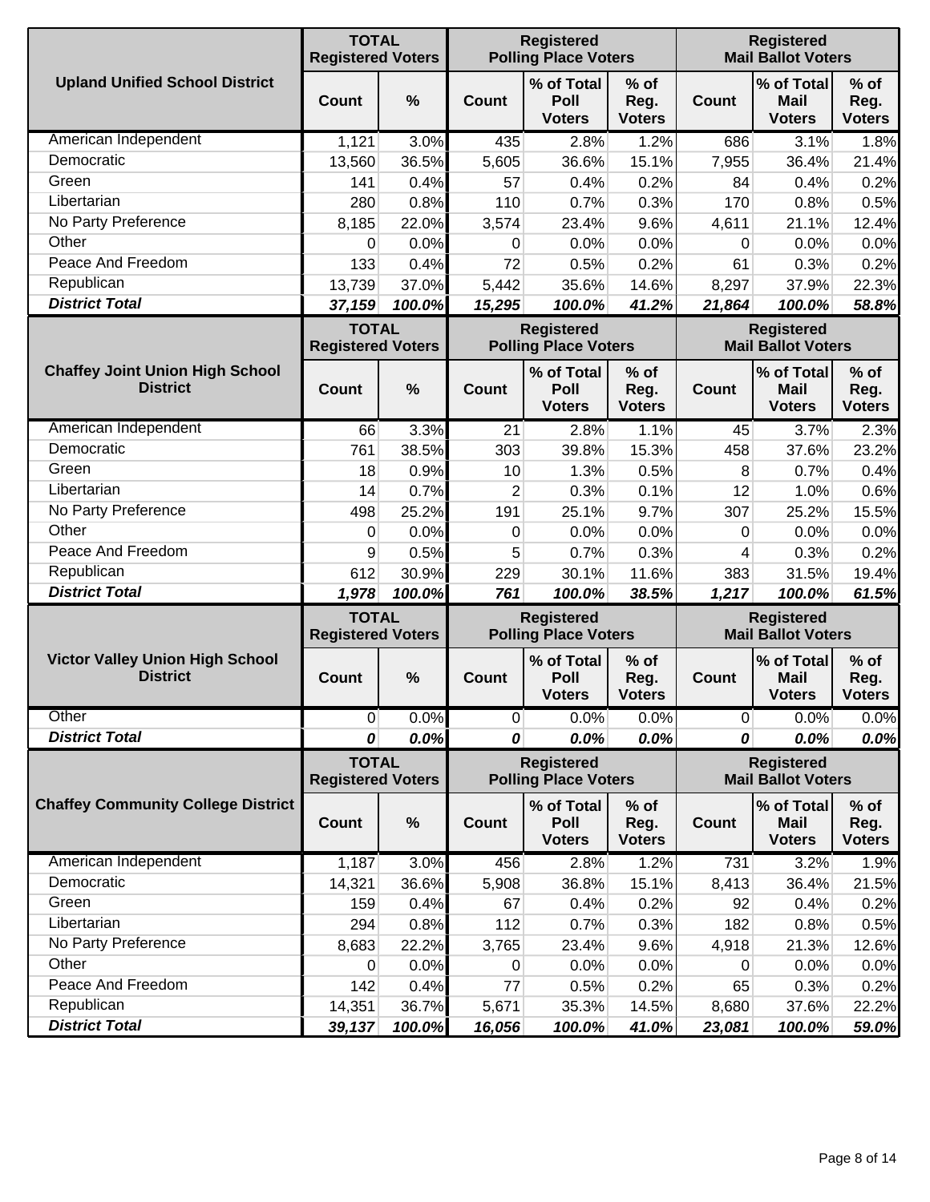| Upland Unified School District | TOTAL Registered Voters | | Registered Polling Place Voters | | | Registered Mail Ballot Voters | | |
|---|---|---|---|---|---|---|---|---|
| | Count | % | Count | % of Total Poll Voters | % of Reg. Voters | Count | % of Total Mail Voters | % of Reg. Voters |
| American Independent | 1,121 | 3.0% | 435 | 2.8% | 1.2% | 686 | 3.1% | 1.8% |
| Democratic | 13,560 | 36.5% | 5,605 | 36.6% | 15.1% | 7,955 | 36.4% | 21.4% |
| Green | 141 | 0.4% | 57 | 0.4% | 0.2% | 84 | 0.4% | 0.2% |
| Libertarian | 280 | 0.8% | 110 | 0.7% | 0.3% | 170 | 0.8% | 0.5% |
| No Party Preference | 8,185 | 22.0% | 3,574 | 23.4% | 9.6% | 4,611 | 21.1% | 12.4% |
| Other | 0 | 0.0% | 0 | 0.0% | 0.0% | 0 | 0.0% | 0.0% |
| Peace And Freedom | 133 | 0.4% | 72 | 0.5% | 0.2% | 61 | 0.3% | 0.2% |
| Republican | 13,739 | 37.0% | 5,442 | 35.6% | 14.6% | 8,297 | 37.9% | 22.3% |
| ***District Total*** | ***37,159*** | ***100.0%*** | ***15,295*** | ***100.0%*** | ***41.2%*** | ***21,864*** | ***100.0%*** | ***58.8%*** |

| Chaffey Joint Union High School District | TOTAL Registered Voters | | Registered Polling Place Voters | | | Registered Mail Ballot Voters | | |
|---|---|---|---|---|---|---|---|---|
| | Count | % | Count | % of Total Poll Voters | % of Reg. Voters | Count | % of Total Mail Voters | % of Reg. Voters |
| American Independent | 66 | 3.3% | 21 | 2.8% | 1.1% | 45 | 3.7% | 2.3% |
| Democratic | 761 | 38.5% | 303 | 39.8% | 15.3% | 458 | 37.6% | 23.2% |
| Green | 18 | 0.9% | 10 | 1.3% | 0.5% | 8 | 0.7% | 0.4% |
| Libertarian | 14 | 0.7% | 2 | 0.3% | 0.1% | 12 | 1.0% | 0.6% |
| No Party Preference | 498 | 25.2% | 191 | 25.1% | 9.7% | 307 | 25.2% | 15.5% |
| Other | 0 | 0.0% | 0 | 0.0% | 0.0% | 0 | 0.0% | 0.0% |
| Peace And Freedom | 9 | 0.5% | 5 | 0.7% | 0.3% | 4 | 0.3% | 0.2% |
| Republican | 612 | 30.9% | 229 | 30.1% | 11.6% | 383 | 31.5% | 19.4% |
| ***District Total*** | ***1,978*** | ***100.0%*** | ***761*** | ***100.0%*** | ***38.5%*** | ***1,217*** | ***100.0%*** | ***61.5%*** |

| Victor Valley Union High School District | TOTAL Registered Voters | | Registered Polling Place Voters | | | Registered Mail Ballot Voters | | |
|---|---|---|---|---|---|---|---|---|
| | Count | % | Count | % of Total Poll Voters | % of Reg. Voters | Count | % of Total Mail Voters | % of Reg. Voters |
| Other | 0 | 0.0% | 0 | 0.0% | 0.0% | 0 | 0.0% | 0.0% |
| ***District Total*** | ***0*** | ***0.0%*** | ***0*** | ***0.0%*** | ***0.0%*** | ***0*** | ***0.0%*** | ***0.0%*** |

| Chaffey Community College District | TOTAL Registered Voters | | Registered Polling Place Voters | | | Registered Mail Ballot Voters | | |
|---|---|---|---|---|---|---|---|---|
| | Count | % | Count | % of Total Poll Voters | % of Reg. Voters | Count | % of Total Mail Voters | % of Reg. Voters |
| American Independent | 1,187 | 3.0% | 456 | 2.8% | 1.2% | 731 | 3.2% | 1.9% |
| Democratic | 14,321 | 36.6% | 5,908 | 36.8% | 15.1% | 8,413 | 36.4% | 21.5% |
| Green | 159 | 0.4% | 67 | 0.4% | 0.2% | 92 | 0.4% | 0.2% |
| Libertarian | 294 | 0.8% | 112 | 0.7% | 0.3% | 182 | 0.8% | 0.5% |
| No Party Preference | 8,683 | 22.2% | 3,765 | 23.4% | 9.6% | 4,918 | 21.3% | 12.6% |
| Other | 0 | 0.0% | 0 | 0.0% | 0.0% | 0 | 0.0% | 0.0% |
| Peace And Freedom | 142 | 0.4% | 77 | 0.5% | 0.2% | 65 | 0.3% | 0.2% |
| Republican | 14,351 | 36.7% | 5,671 | 35.3% | 14.5% | 8,680 | 37.6% | 22.2% |
| ***District Total*** | ***39,137*** | ***100.0%*** | ***16,056*** | ***100.0%*** | ***41.0%*** | ***23,081*** | ***100.0%*** | ***59.0%*** |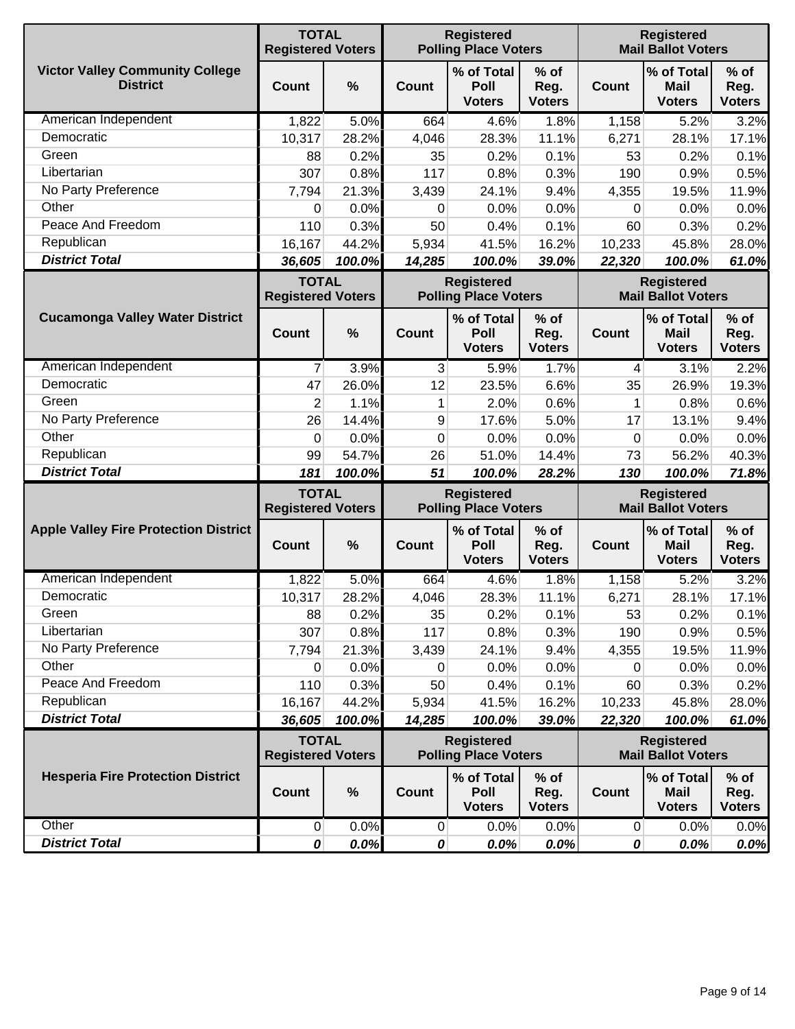| Victor Valley Community College District | TOTAL Registered Voters | | Registered Polling Place Voters | | | Registered Mail Ballot Voters | | |
|---|---|---|---|---|---|---|---|---|
| | Count | % | Count | % of Total Poll Voters | % of Reg. Voters | Count | % of Total Mail Voters | % of Reg. Voters |
| American Independent | 1,822 | 5.0% | 664 | 4.6% | 1.8% | 1,158 | 5.2% | 3.2% |
| Democratic | 10,317 | 28.2% | 4,046 | 28.3% | 11.1% | 6,271 | 28.1% | 17.1% |
| Green | 88 | 0.2% | 35 | 0.2% | 0.1% | 53 | 0.2% | 0.1% |
| Libertarian | 307 | 0.8% | 117 | 0.8% | 0.3% | 190 | 0.9% | 0.5% |
| No Party Preference | 7,794 | 21.3% | 3,439 | 24.1% | 9.4% | 4,355 | 19.5% | 11.9% |
| Other | 0 | 0.0% | 0 | 0.0% | 0.0% | 0 | 0.0% | 0.0% |
| Peace And Freedom | 110 | 0.3% | 50 | 0.4% | 0.1% | 60 | 0.3% | 0.2% |
| Republican | 16,167 | 44.2% | 5,934 | 41.5% | 16.2% | 10,233 | 45.8% | 28.0% |
| ***District Total*** | ***36,605*** | ***100.0%*** | ***14,285*** | ***100.0%*** | ***39.0%*** | ***22,320*** | ***100.0%*** | ***61.0%*** |

| Cucamonga Valley Water District | TOTAL Registered Voters | | Registered Polling Place Voters | | | Registered Mail Ballot Voters | | |
|---|---|---|---|---|---|---|---|---|
| | Count | % | Count | % of Total Poll Voters | % of Reg. Voters | Count | % of Total Mail Voters | % of Reg. Voters |
| American Independent | 7 | 3.9% | 3 | 5.9% | 1.7% | 4 | 3.1% | 2.2% |
| Democratic | 47 | 26.0% | 12 | 23.5% | 6.6% | 35 | 26.9% | 19.3% |
| Green | 2 | 1.1% | 1 | 2.0% | 0.6% | 1 | 0.8% | 0.6% |
| No Party Preference | 26 | 14.4% | 9 | 17.6% | 5.0% | 17 | 13.1% | 9.4% |
| Other | 0 | 0.0% | 0 | 0.0% | 0.0% | 0 | 0.0% | 0.0% |
| Republican | 99 | 54.7% | 26 | 51.0% | 14.4% | 73 | 56.2% | 40.3% |
| ***District Total*** | ***181*** | ***100.0%*** | ***51*** | ***100.0%*** | ***28.2%*** | ***130*** | ***100.0%*** | ***71.8%*** |

| Apple Valley Fire Protection District | TOTAL Registered Voters | | Registered Polling Place Voters | | | Registered Mail Ballot Voters | | |
|---|---|---|---|---|---|---|---|---|
| | Count | % | Count | % of Total Poll Voters | % of Reg. Voters | Count | % of Total Mail Voters | % of Reg. Voters |
| American Independent | 1,822 | 5.0% | 664 | 4.6% | 1.8% | 1,158 | 5.2% | 3.2% |
| Democratic | 10,317 | 28.2% | 4,046 | 28.3% | 11.1% | 6,271 | 28.1% | 17.1% |
| Green | 88 | 0.2% | 35 | 0.2% | 0.1% | 53 | 0.2% | 0.1% |
| Libertarian | 307 | 0.8% | 117 | 0.8% | 0.3% | 190 | 0.9% | 0.5% |
| No Party Preference | 7,794 | 21.3% | 3,439 | 24.1% | 9.4% | 4,355 | 19.5% | 11.9% |
| Other | 0 | 0.0% | 0 | 0.0% | 0.0% | 0 | 0.0% | 0.0% |
| Peace And Freedom | 110 | 0.3% | 50 | 0.4% | 0.1% | 60 | 0.3% | 0.2% |
| Republican | 16,167 | 44.2% | 5,934 | 41.5% | 16.2% | 10,233 | 45.8% | 28.0% |
| ***District Total*** | ***36,605*** | ***100.0%*** | ***14,285*** | ***100.0%*** | ***39.0%*** | ***22,320*** | ***100.0%*** | ***61.0%*** |

| Hesperia Fire Protection District | TOTAL Registered Voters | | Registered Polling Place Voters | | | Registered Mail Ballot Voters | | |
|---|---|---|---|---|---|---|---|---|
| | Count | % | Count | % of Total Poll Voters | % of Reg. Voters | Count | % of Total Mail Voters | % of Reg. Voters |
| Other | 0 | 0.0% | 0 | 0.0% | 0.0% | 0 | 0.0% | 0.0% |
| ***District Total*** | ***0*** | ***0.0%*** | ***0*** | ***0.0%*** | ***0.0%*** | ***0*** | ***0.0%*** | ***0.0%*** |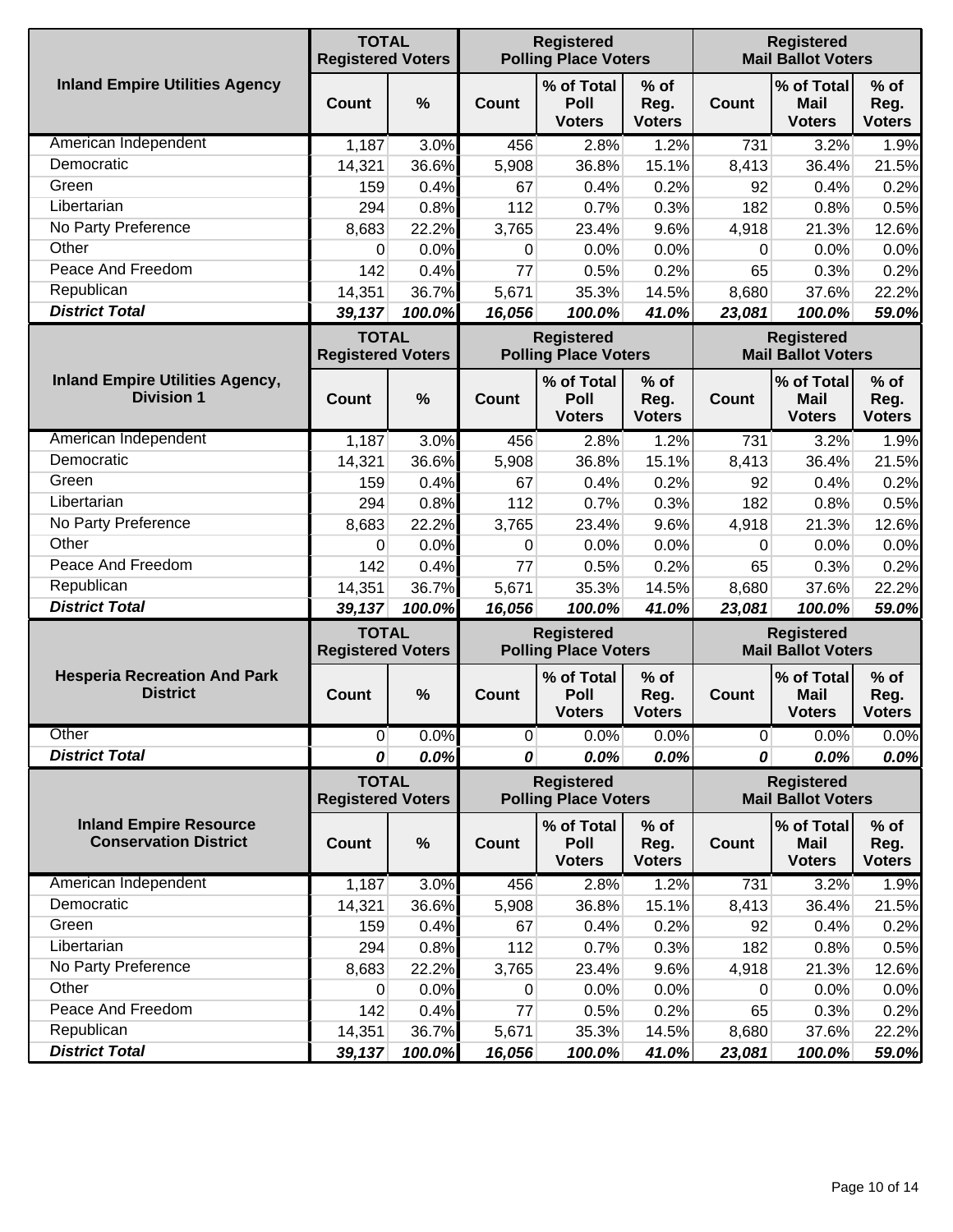| Inland Empire Utilities Agency | TOTAL Registered Voters | | Registered Polling Place Voters | | | Registered Mail Ballot Voters | | |
|---|---|---|---|---|---|---|---|---|
| | Count | % | Count | % of Total Poll Voters | % of Reg. Voters | Count | % of Total Mail Voters | % of Reg. Voters |
| American Independent | 1,187 | 3.0% | 456 | 2.8% | 1.2% | 731 | 3.2% | 1.9% |
| Democratic | 14,321 | 36.6% | 5,908 | 36.8% | 15.1% | 8,413 | 36.4% | 21.5% |
| Green | 159 | 0.4% | 67 | 0.4% | 0.2% | 92 | 0.4% | 0.2% |
| Libertarian | 294 | 0.8% | 112 | 0.7% | 0.3% | 182 | 0.8% | 0.5% |
| No Party Preference | 8,683 | 22.2% | 3,765 | 23.4% | 9.6% | 4,918 | 21.3% | 12.6% |
| Other | 0 | 0.0% | 0 | 0.0% | 0.0% | 0 | 0.0% | 0.0% |
| Peace And Freedom | 142 | 0.4% | 77 | 0.5% | 0.2% | 65 | 0.3% | 0.2% |
| Republican | 14,351 | 36.7% | 5,671 | 35.3% | 14.5% | 8,680 | 37.6% | 22.2% |
| ***District Total*** | ***39,137*** | ***100.0%*** | ***16,056*** | ***100.0%*** | ***41.0%*** | ***23,081*** | ***100.0%*** | ***59.0%*** |

| Inland Empire Utilities Agency, Division 1 | TOTAL Registered Voters | | Registered Polling Place Voters | | | Registered Mail Ballot Voters | | |
|---|---|---|---|---|---|---|---|---|
| | Count | % | Count | % of Total Poll Voters | % of Reg. Voters | Count | % of Total Mail Voters | % of Reg. Voters |
| American Independent | 1,187 | 3.0% | 456 | 2.8% | 1.2% | 731 | 3.2% | 1.9% |
| Democratic | 14,321 | 36.6% | 5,908 | 36.8% | 15.1% | 8,413 | 36.4% | 21.5% |
| Green | 159 | 0.4% | 67 | 0.4% | 0.2% | 92 | 0.4% | 0.2% |
| Libertarian | 294 | 0.8% | 112 | 0.7% | 0.3% | 182 | 0.8% | 0.5% |
| No Party Preference | 8,683 | 22.2% | 3,765 | 23.4% | 9.6% | 4,918 | 21.3% | 12.6% |
| Other | 0 | 0.0% | 0 | 0.0% | 0.0% | 0 | 0.0% | 0.0% |
| Peace And Freedom | 142 | 0.4% | 77 | 0.5% | 0.2% | 65 | 0.3% | 0.2% |
| Republican | 14,351 | 36.7% | 5,671 | 35.3% | 14.5% | 8,680 | 37.6% | 22.2% |
| ***District Total*** | ***39,137*** | ***100.0%*** | ***16,056*** | ***100.0%*** | ***41.0%*** | ***23,081*** | ***100.0%*** | ***59.0%*** |

| Hesperia Recreation And Park District | TOTAL Registered Voters | | Registered Polling Place Voters | | | Registered Mail Ballot Voters | | |
|---|---|---|---|---|---|---|---|---|
| | Count | % | Count | % of Total Poll Voters | % of Reg. Voters | Count | % of Total Mail Voters | % of Reg. Voters |
| Other | 0 | 0.0% | 0 | 0.0% | 0.0% | 0 | 0.0% | 0.0% |
| ***District Total*** | ***0*** | ***0.0%*** | ***0*** | ***0.0%*** | ***0.0%*** | ***0*** | ***0.0%*** | ***0.0%*** |

| Inland Empire Resource Conservation District | TOTAL Registered Voters | | Registered Polling Place Voters | | | Registered Mail Ballot Voters | | |
|---|---|---|---|---|---|---|---|---|
| | Count | % | Count | % of Total Poll Voters | % of Reg. Voters | Count | % of Total Mail Voters | % of Reg. Voters |
| American Independent | 1,187 | 3.0% | 456 | 2.8% | 1.2% | 731 | 3.2% | 1.9% |
| Democratic | 14,321 | 36.6% | 5,908 | 36.8% | 15.1% | 8,413 | 36.4% | 21.5% |
| Green | 159 | 0.4% | 67 | 0.4% | 0.2% | 92 | 0.4% | 0.2% |
| Libertarian | 294 | 0.8% | 112 | 0.7% | 0.3% | 182 | 0.8% | 0.5% |
| No Party Preference | 8,683 | 22.2% | 3,765 | 23.4% | 9.6% | 4,918 | 21.3% | 12.6% |
| Other | 0 | 0.0% | 0 | 0.0% | 0.0% | 0 | 0.0% | 0.0% |
| Peace And Freedom | 142 | 0.4% | 77 | 0.5% | 0.2% | 65 | 0.3% | 0.2% |
| Republican | 14,351 | 36.7% | 5,671 | 35.3% | 14.5% | 8,680 | 37.6% | 22.2% |
| ***District Total*** | ***39,137*** | ***100.0%*** | ***16,056*** | ***100.0%*** | ***41.0%*** | ***23,081*** | ***100.0%*** | ***59.0%*** |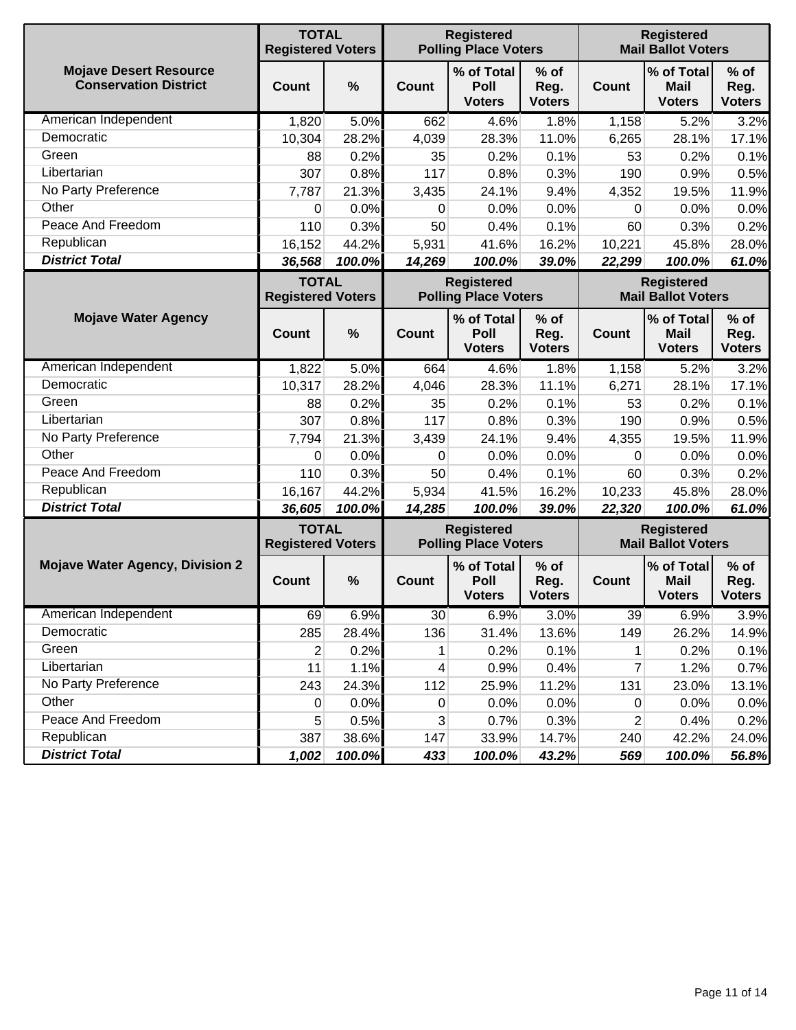| Mojave Desert Resource Conservation District | TOTAL Registered Voters | | Registered Polling Place Voters | | | Registered Mail Ballot Voters | | |
|---|---|---|---|---|---|---|---|---|
| | Count | % | Count | % of Total Poll Voters | % of Reg. Voters | Count | % of Total Mail Voters | % of Reg. Voters |
| American Independent | 1,820 | 5.0% | 662 | 4.6% | 1.8% | 1,158 | 5.2% | 3.2% |
| Democratic | 10,304 | 28.2% | 4,039 | 28.3% | 11.0% | 6,265 | 28.1% | 17.1% |
| Green | 88 | 0.2% | 35 | 0.2% | 0.1% | 53 | 0.2% | 0.1% |
| Libertarian | 307 | 0.8% | 117 | 0.8% | 0.3% | 190 | 0.9% | 0.5% |
| No Party Preference | 7,787 | 21.3% | 3,435 | 24.1% | 9.4% | 4,352 | 19.5% | 11.9% |
| Other | 0 | 0.0% | 0 | 0.0% | 0.0% | 0 | 0.0% | 0.0% |
| Peace And Freedom | 110 | 0.3% | 50 | 0.4% | 0.1% | 60 | 0.3% | 0.2% |
| Republican | 16,152 | 44.2% | 5,931 | 41.6% | 16.2% | 10,221 | 45.8% | 28.0% |
| ***District Total*** | ***36,568*** | ***100.0%*** | ***14,269*** | ***100.0%*** | ***39.0%*** | ***22,299*** | ***100.0%*** | ***61.0%*** |

| Mojave Water Agency | TOTAL Registered Voters | | Registered Polling Place Voters | | | Registered Mail Ballot Voters | | |
|---|---|---|---|---|---|---|---|---|
| | Count | % | Count | % of Total Poll Voters | % of Reg. Voters | Count | % of Total Mail Voters | % of Reg. Voters |
| American Independent | 1,822 | 5.0% | 664 | 4.6% | 1.8% | 1,158 | 5.2% | 3.2% |
| Democratic | 10,317 | 28.2% | 4,046 | 28.3% | 11.1% | 6,271 | 28.1% | 17.1% |
| Green | 88 | 0.2% | 35 | 0.2% | 0.1% | 53 | 0.2% | 0.1% |
| Libertarian | 307 | 0.8% | 117 | 0.8% | 0.3% | 190 | 0.9% | 0.5% |
| No Party Preference | 7,794 | 21.3% | 3,439 | 24.1% | 9.4% | 4,355 | 19.5% | 11.9% |
| Other | 0 | 0.0% | 0 | 0.0% | 0.0% | 0 | 0.0% | 0.0% |
| Peace And Freedom | 110 | 0.3% | 50 | 0.4% | 0.1% | 60 | 0.3% | 0.2% |
| Republican | 16,167 | 44.2% | 5,934 | 41.5% | 16.2% | 10,233 | 45.8% | 28.0% |
| ***District Total*** | ***36,605*** | ***100.0%*** | ***14,285*** | ***100.0%*** | ***39.0%*** | ***22,320*** | ***100.0%*** | ***61.0%*** |

| Mojave Water Agency, Division 2 | TOTAL Registered Voters | | Registered Polling Place Voters | | | Registered Mail Ballot Voters | | |
|---|---|---|---|---|---|---|---|---|
| | Count | % | Count | % of Total Poll Voters | % of Reg. Voters | Count | % of Total Mail Voters | % of Reg. Voters |
| American Independent | 69 | 6.9% | 30 | 6.9% | 3.0% | 39 | 6.9% | 3.9% |
| Democratic | 285 | 28.4% | 136 | 31.4% | 13.6% | 149 | 26.2% | 14.9% |
| Green | 2 | 0.2% | 1 | 0.2% | 0.1% | 1 | 0.2% | 0.1% |
| Libertarian | 11 | 1.1% | 4 | 0.9% | 0.4% | 7 | 1.2% | 0.7% |
| No Party Preference | 243 | 24.3% | 112 | 25.9% | 11.2% | 131 | 23.0% | 13.1% |
| Other | 0 | 0.0% | 0 | 0.0% | 0.0% | 0 | 0.0% | 0.0% |
| Peace And Freedom | 5 | 0.5% | 3 | 0.7% | 0.3% | 2 | 0.4% | 0.2% |
| Republican | 387 | 38.6% | 147 | 33.9% | 14.7% | 240 | 42.2% | 24.0% |
| ***District Total*** | ***1,002*** | ***100.0%*** | ***433*** | ***100.0%*** | ***43.2%*** | ***569*** | ***100.0%*** | ***56.8%*** |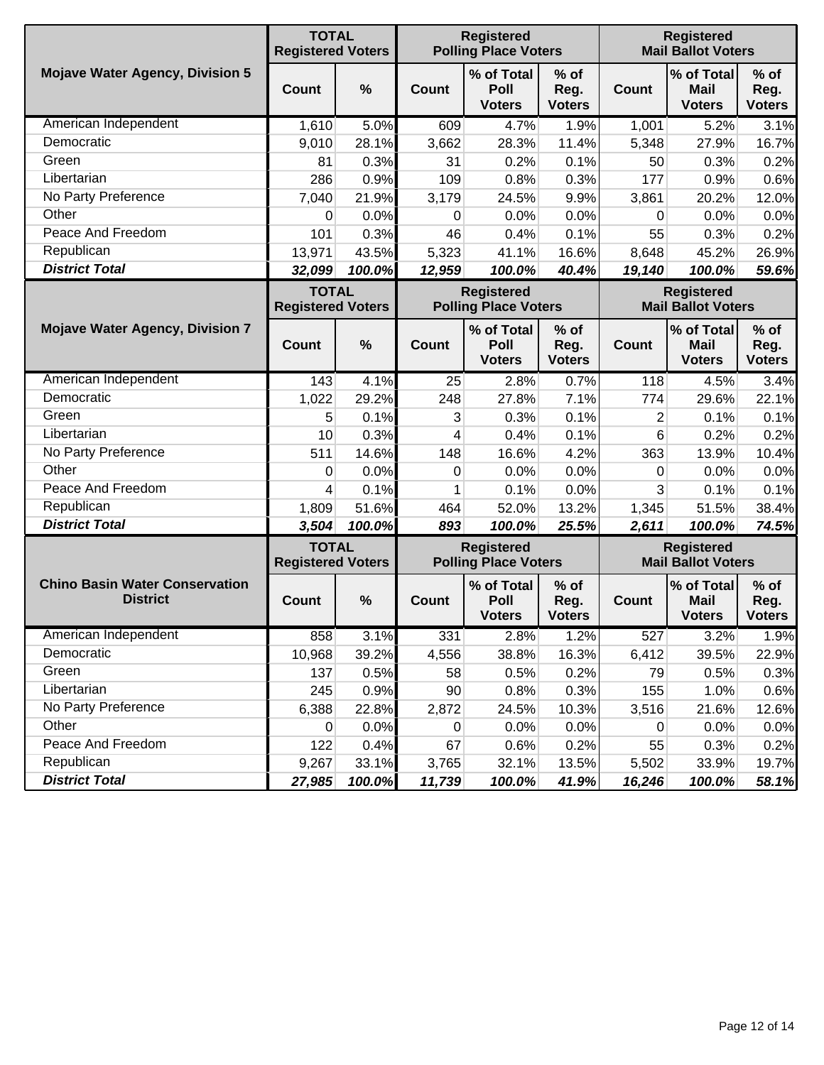| Mojave Water Agency, Division 5 | TOTAL Registered Voters | | Registered Polling Place Voters | | | Registered Mail Ballot Voters | | |
|---|---|---|---|---|---|---|---|---|
| | Count | % | Count | % of Total Poll Voters | % of Reg. Voters | Count | % of Total Mail Voters | % of Reg. Voters |
| American Independent | 1,610 | 5.0% | 609 | 4.7% | 1.9% | 1,001 | 5.2% | 3.1% |
| Democratic | 9,010 | 28.1% | 3,662 | 28.3% | 11.4% | 5,348 | 27.9% | 16.7% |
| Green | 81 | 0.3% | 31 | 0.2% | 0.1% | 50 | 0.3% | 0.2% |
| Libertarian | 286 | 0.9% | 109 | 0.8% | 0.3% | 177 | 0.9% | 0.6% |
| No Party Preference | 7,040 | 21.9% | 3,179 | 24.5% | 9.9% | 3,861 | 20.2% | 12.0% |
| Other | 0 | 0.0% | 0 | 0.0% | 0.0% | 0 | 0.0% | 0.0% |
| Peace And Freedom | 101 | 0.3% | 46 | 0.4% | 0.1% | 55 | 0.3% | 0.2% |
| Republican | 13,971 | 43.5% | 5,323 | 41.1% | 16.6% | 8,648 | 45.2% | 26.9% |
| ***District Total*** | ***32,099*** | ***100.0%*** | ***12,959*** | ***100.0%*** | ***40.4%*** | ***19,140*** | ***100.0%*** | ***59.6%*** |

| Mojave Water Agency, Division 7 | TOTAL Registered Voters | | Registered Polling Place Voters | | | Registered Mail Ballot Voters | | |
|---|---|---|---|---|---|---|---|---|
| | Count | % | Count | % of Total Poll Voters | % of Reg. Voters | Count | % of Total Mail Voters | % of Reg. Voters |
| American Independent | 143 | 4.1% | 25 | 2.8% | 0.7% | 118 | 4.5% | 3.4% |
| Democratic | 1,022 | 29.2% | 248 | 27.8% | 7.1% | 774 | 29.6% | 22.1% |
| Green | 5 | 0.1% | 3 | 0.3% | 0.1% | 2 | 0.1% | 0.1% |
| Libertarian | 10 | 0.3% | 4 | 0.4% | 0.1% | 6 | 0.2% | 0.2% |
| No Party Preference | 511 | 14.6% | 148 | 16.6% | 4.2% | 363 | 13.9% | 10.4% |
| Other | 0 | 0.0% | 0 | 0.0% | 0.0% | 0 | 0.0% | 0.0% |
| Peace And Freedom | 4 | 0.1% | 1 | 0.1% | 0.0% | 3 | 0.1% | 0.1% |
| Republican | 1,809 | 51.6% | 464 | 52.0% | 13.2% | 1,345 | 51.5% | 38.4% |
| ***District Total*** | ***3,504*** | ***100.0%*** | ***893*** | ***100.0%*** | ***25.5%*** | ***2,611*** | ***100.0%*** | ***74.5%*** |

| Chino Basin Water Conservation District | TOTAL Registered Voters | | Registered Polling Place Voters | | | Registered Mail Ballot Voters | | |
|---|---|---|---|---|---|---|---|---|
| | Count | % | Count | % of Total Poll Voters | % of Reg. Voters | Count | % of Total Mail Voters | % of Reg. Voters |
| American Independent | 858 | 3.1% | 331 | 2.8% | 1.2% | 527 | 3.2% | 1.9% |
| Democratic | 10,968 | 39.2% | 4,556 | 38.8% | 16.3% | 6,412 | 39.5% | 22.9% |
| Green | 137 | 0.5% | 58 | 0.5% | 0.2% | 79 | 0.5% | 0.3% |
| Libertarian | 245 | 0.9% | 90 | 0.8% | 0.3% | 155 | 1.0% | 0.6% |
| No Party Preference | 6,388 | 22.8% | 2,872 | 24.5% | 10.3% | 3,516 | 21.6% | 12.6% |
| Other | 0 | 0.0% | 0 | 0.0% | 0.0% | 0 | 0.0% | 0.0% |
| Peace And Freedom | 122 | 0.4% | 67 | 0.6% | 0.2% | 55 | 0.3% | 0.2% |
| Republican | 9,267 | 33.1% | 3,765 | 32.1% | 13.5% | 5,502 | 33.9% | 19.7% |
| ***District Total*** | ***27,985*** | ***100.0%*** | ***11,739*** | ***100.0%*** | ***41.9%*** | ***16,246*** | ***100.0%*** | ***58.1%*** |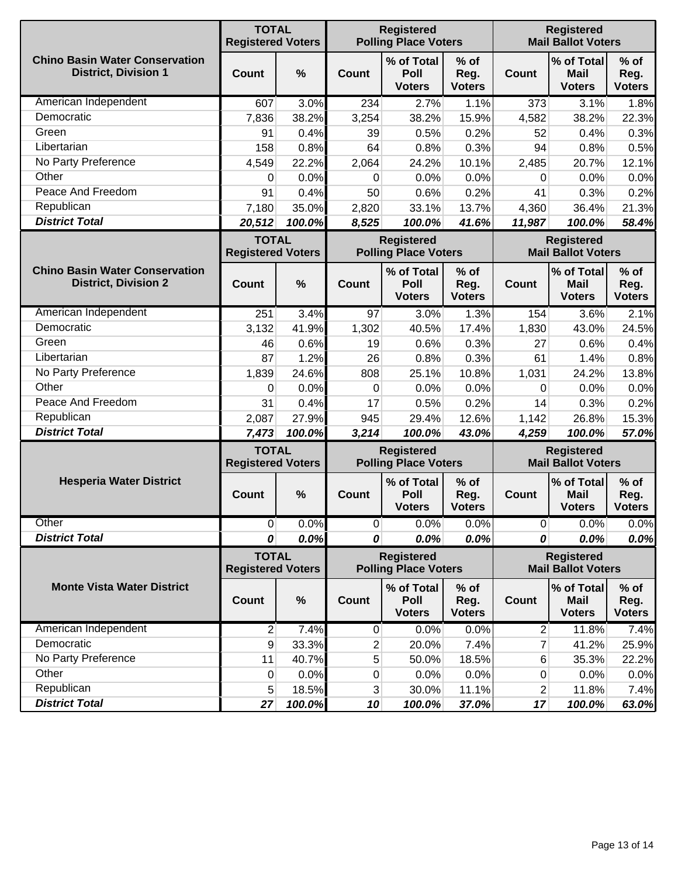| Chino Basin Water Conservation District, Division 1 | TOTAL Registered Voters | | Registered Polling Place Voters | | | Registered Mail Ballot Voters | | |
|---|---|---|---|---|---|---|---|---|
| | Count | % | Count | % of Total Poll Voters | % of Reg. Voters | Count | % of Total Mail Voters | % of Reg. Voters |
| American Independent | 607 | 3.0% | 234 | 2.7% | 1.1% | 373 | 3.1% | 1.8% |
| Democratic | 7,836 | 38.2% | 3,254 | 38.2% | 15.9% | 4,582 | 38.2% | 22.3% |
| Green | 91 | 0.4% | 39 | 0.5% | 0.2% | 52 | 0.4% | 0.3% |
| Libertarian | 158 | 0.8% | 64 | 0.8% | 0.3% | 94 | 0.8% | 0.5% |
| No Party Preference | 4,549 | 22.2% | 2,064 | 24.2% | 10.1% | 2,485 | 20.7% | 12.1% |
| Other | 0 | 0.0% | 0 | 0.0% | 0.0% | 0 | 0.0% | 0.0% |
| Peace And Freedom | 91 | 0.4% | 50 | 0.6% | 0.2% | 41 | 0.3% | 0.2% |
| Republican | 7,180 | 35.0% | 2,820 | 33.1% | 13.7% | 4,360 | 36.4% | 21.3% |
| ***District Total*** | ***20,512*** | ***100.0%*** | ***8,525*** | ***100.0%*** | ***41.6%*** | ***11,987*** | ***100.0%*** | ***58.4%*** |

| Chino Basin Water Conservation District, Division 2 | TOTAL Registered Voters | | Registered Polling Place Voters | | | Registered Mail Ballot Voters | | |
|---|---|---|---|---|---|---|---|---|
| | Count | % | Count | % of Total Poll Voters | % of Reg. Voters | Count | % of Total Mail Voters | % of Reg. Voters |
| American Independent | 251 | 3.4% | 97 | 3.0% | 1.3% | 154 | 3.6% | 2.1% |
| Democratic | 3,132 | 41.9% | 1,302 | 40.5% | 17.4% | 1,830 | 43.0% | 24.5% |
| Green | 46 | 0.6% | 19 | 0.6% | 0.3% | 27 | 0.6% | 0.4% |
| Libertarian | 87 | 1.2% | 26 | 0.8% | 0.3% | 61 | 1.4% | 0.8% |
| No Party Preference | 1,839 | 24.6% | 808 | 25.1% | 10.8% | 1,031 | 24.2% | 13.8% |
| Other | 0 | 0.0% | 0 | 0.0% | 0.0% | 0 | 0.0% | 0.0% |
| Peace And Freedom | 31 | 0.4% | 17 | 0.5% | 0.2% | 14 | 0.3% | 0.2% |
| Republican | 2,087 | 27.9% | 945 | 29.4% | 12.6% | 1,142 | 26.8% | 15.3% |
| ***District Total*** | ***7,473*** | ***100.0%*** | ***3,214*** | ***100.0%*** | ***43.0%*** | ***4,259*** | ***100.0%*** | ***57.0%*** |

| Hesperia Water District | TOTAL Registered Voters | | Registered Polling Place Voters | | | Registered Mail Ballot Voters | | |
|---|---|---|---|---|---|---|---|---|
| | Count | % | Count | % of Total Poll Voters | % of Reg. Voters | Count | % of Total Mail Voters | % of Reg. Voters |
| Other | 0 | 0.0% | 0 | 0.0% | 0.0% | 0 | 0.0% | 0.0% |
| ***District Total*** | ***0*** | ***0.0%*** | ***0*** | ***0.0%*** | ***0.0%*** | ***0*** | ***0.0%*** | ***0.0%*** |

| Monte Vista Water District | TOTAL Registered Voters | | Registered Polling Place Voters | | | Registered Mail Ballot Voters | | |
|---|---|---|---|---|---|---|---|---|
| | Count | % | Count | % of Total Poll Voters | % of Reg. Voters | Count | % of Total Mail Voters | % of Reg. Voters |
| American Independent | 2 | 7.4% | 0 | 0.0% | 0.0% | 2 | 11.8% | 7.4% |
| Democratic | 9 | 33.3% | 2 | 20.0% | 7.4% | 7 | 41.2% | 25.9% |
| No Party Preference | 11 | 40.7% | 5 | 50.0% | 18.5% | 6 | 35.3% | 22.2% |
| Other | 0 | 0.0% | 0 | 0.0% | 0.0% | 0 | 0.0% | 0.0% |
| Republican | 5 | 18.5% | 3 | 30.0% | 11.1% | 2 | 11.8% | 7.4% |
| ***District Total*** | ***27*** | ***100.0%*** | ***10*** | ***100.0%*** | ***37.0%*** | ***17*** | ***100.0%*** | ***63.0%*** |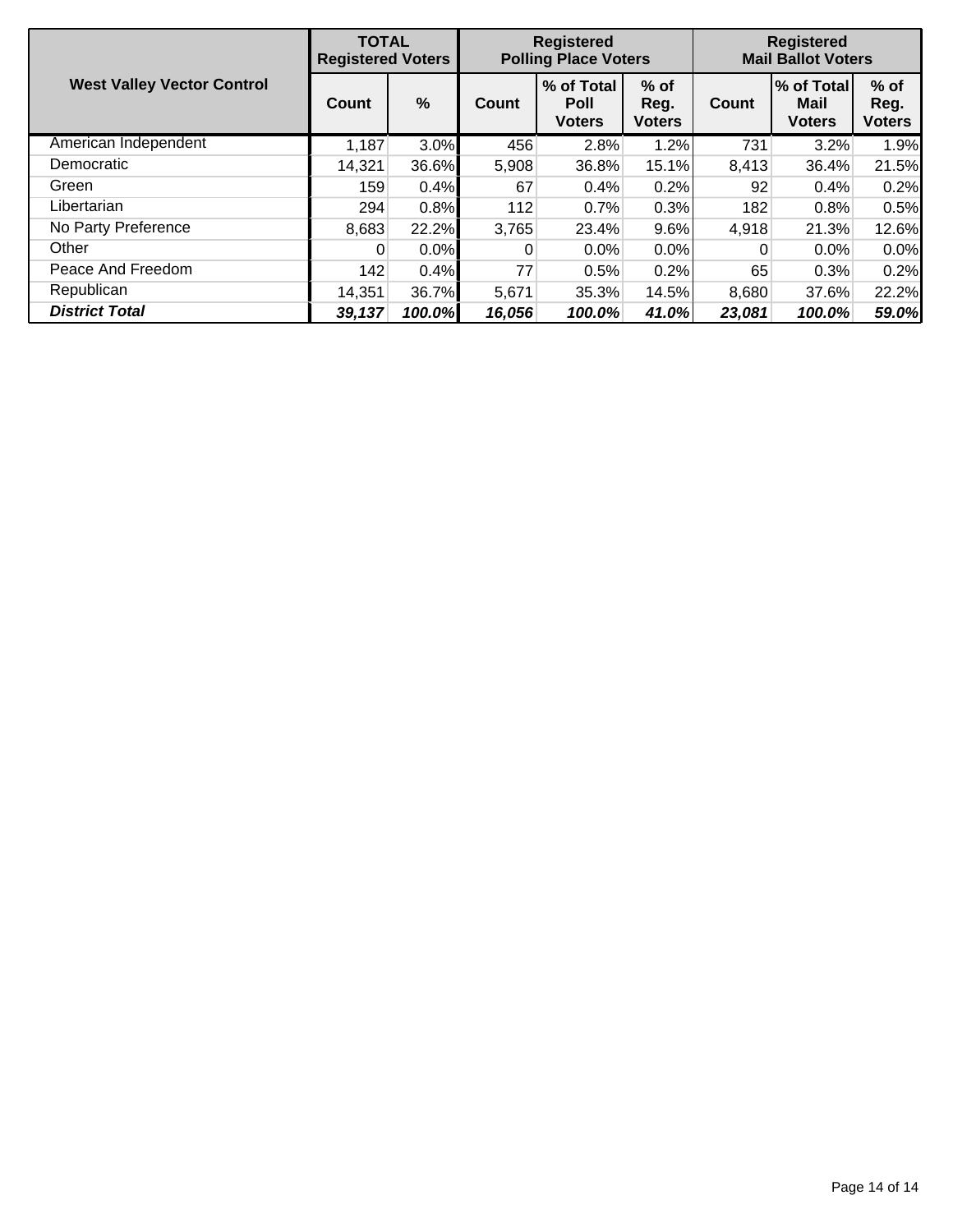| West Valley Vector Control | TOTAL Registered Voters | | Registered Polling Place Voters | | | Registered Mail Ballot Voters | | |
|---|---|---|---|---|---|---|---|---|
| | Count | % | Count | % of Total Poll Voters | % of Reg. Voters | Count | % of Total Mail Voters | % of Reg. Voters |
| American Independent | 1,187 | 3.0% | 456 | 2.8% | 1.2% | 731 | 3.2% | 1.9% |
| Democratic | 14,321 | 36.6% | 5,908 | 36.8% | 15.1% | 8,413 | 36.4% | 21.5% |
| Green | 159 | 0.4% | 67 | 0.4% | 0.2% | 92 | 0.4% | 0.2% |
| Libertarian | 294 | 0.8% | 112 | 0.7% | 0.3% | 182 | 0.8% | 0.5% |
| No Party Preference | 8,683 | 22.2% | 3,765 | 23.4% | 9.6% | 4,918 | 21.3% | 12.6% |
| Other | 0 | 0.0% | 0 | 0.0% | 0.0% | 0 | 0.0% | 0.0% |
| Peace And Freedom | 142 | 0.4% | 77 | 0.5% | 0.2% | 65 | 0.3% | 0.2% |
| Republican | 14,351 | 36.7% | 5,671 | 35.3% | 14.5% | 8,680 | 37.6% | 22.2% |
| ***District Total*** | ***39,137*** | ***100.0%*** | ***16,056*** | ***100.0%*** | ***41.0%*** | ***23,081*** | ***100.0%*** | ***59.0%*** |